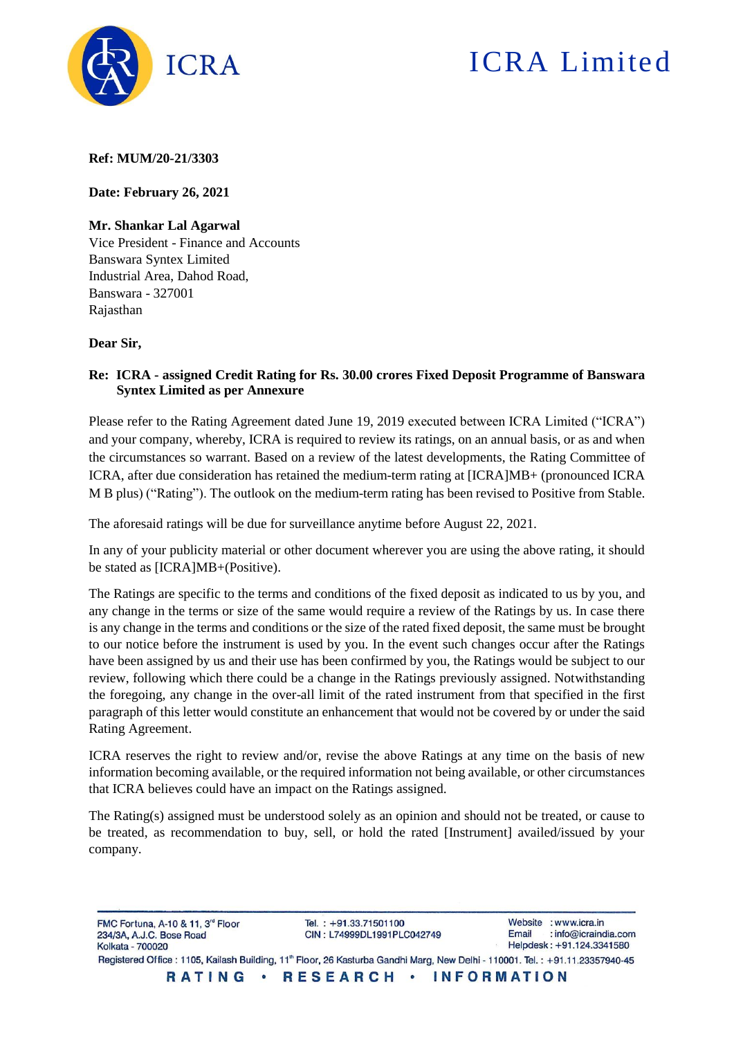**Ref: MUM/20-21/3303**

**Date: February 26, 2021**

**Mr. Shankar Lal Agarwal**
Vice President - Finance and Accounts
Banswara Syntex Limited
Industrial Area, Dahod Road,
Banswara - 327001
Rajasthan

**Dear Sir,**

**Re: ICRA - assigned Credit Rating for Rs. 30.00 crores Fixed Deposit Programme of Banswara Syntex Limited as per Annexure**

Please refer to the Rating Agreement dated June 19, 2019 executed between ICRA Limited ("ICRA") and your company, whereby, ICRA is required to review its ratings, on an annual basis, or as and when the circumstances so warrant. Based on a review of the latest developments, the Rating Committee of ICRA, after due consideration has retained the medium-term rating at [ICRA]MB+ (pronounced ICRA M B plus) ("Rating"). The outlook on the medium-term rating has been revised to Positive from Stable.

The aforesaid ratings will be due for surveillance anytime before August 22, 2021.

In any of your publicity material or other document wherever you are using the above rating, it should be stated as [ICRA]MB+(Positive).

The Ratings are specific to the terms and conditions of the fixed deposit as indicated to us by you, and any change in the terms or size of the same would require a review of the Ratings by us. In case there is any change in the terms and conditions or the size of the rated fixed deposit, the same must be brought to our notice before the instrument is used by you. In the event such changes occur after the Ratings have been assigned by us and their use has been confirmed by you, the Ratings would be subject to our review, following which there could be a change in the Ratings previously assigned. Notwithstanding the foregoing, any change in the over-all limit of the rated instrument from that specified in the first paragraph of this letter would constitute an enhancement that would not be covered by or under the said Rating Agreement.

ICRA reserves the right to review and/or, revise the above Ratings at any time on the basis of new information becoming available, or the required information not being available, or other circumstances that ICRA believes could have an impact on the Ratings assigned.

The Rating(s) assigned must be understood solely as an opinion and should not be treated, or cause to be treated, as recommendation to buy, sell, or hold the rated [Instrument] availed/issued by your company.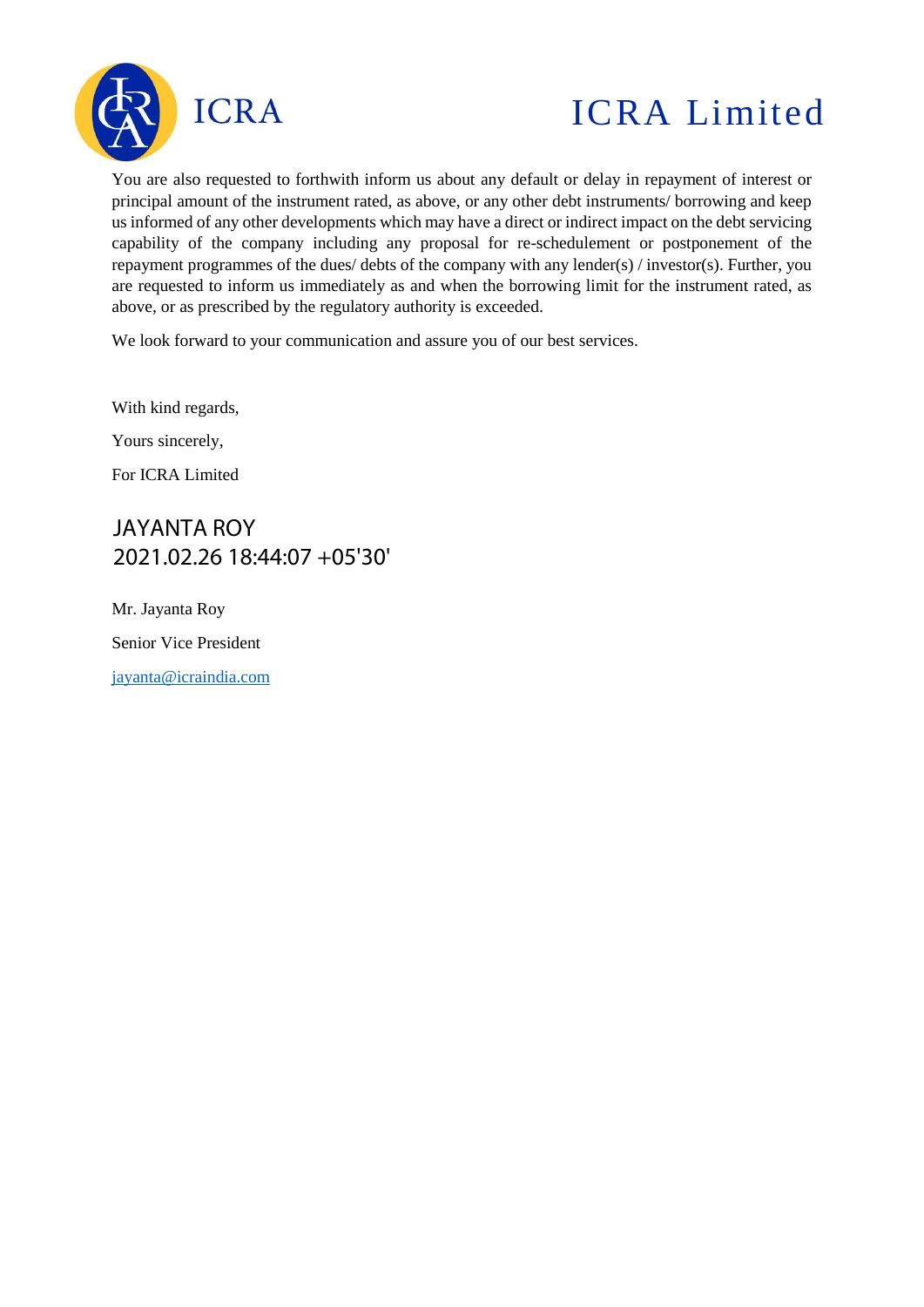You are also requested to forthwith inform us about any default or delay in repayment of interest or principal amount of the instrument rated, as above, or any other debt instruments/ borrowing and keep us informed of any other developments which may have a direct or indirect impact on the debt servicing capability of the company including any proposal for re-schedulement or postponement of the repayment programmes of the dues/ debts of the company with any lender(s) / investor(s). Further, you are requested to inform us immediately as and when the borrowing limit for the instrument rated, as above, or as prescribed by the regulatory authority is exceeded.

We look forward to your communication and assure you of our best services.

With kind regards,

Yours sincerely,

For ICRA Limited

JAYANTA ROY
2021.02.26 18:44:07 +05'30'

Mr. Jayanta Roy

Senior Vice President

jayanta@icraindia.com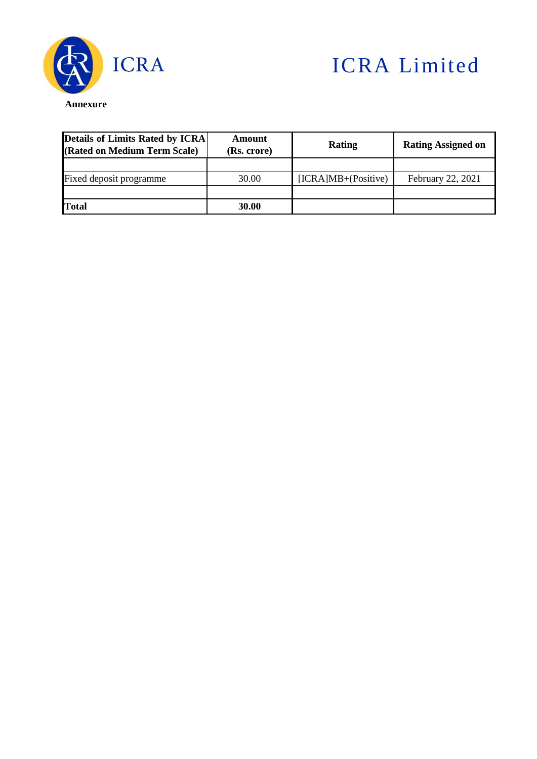ICRA

ICRA Limited

**Annexure**

| Details of Limits Rated by ICRA (Rated on Medium Term Scale) | Amount (Rs. crore) | Rating | Rating Assigned on |
|---|---|---|---|
| | | | |
| Fixed deposit programme | 30.00 | [ICRA]MB+(Positive) | February 22, 2021 |
| | | | |
| **Total** | **30.00** | | |